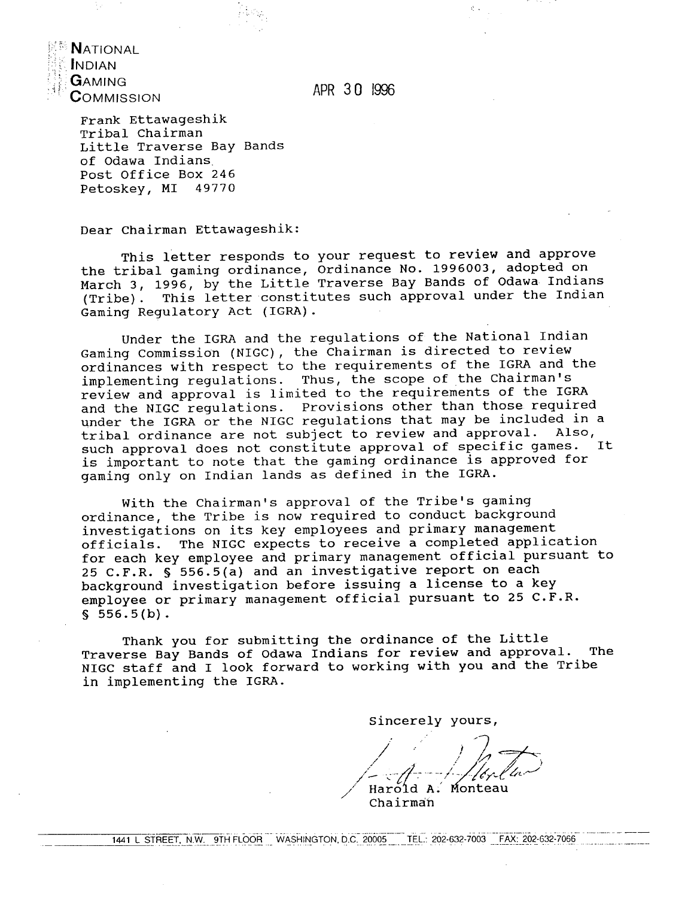**NATIONAL INDIAN GAMING COMMISSION**

APR 30 1996

Frank Ettawageshik
Tribal Chairman
Little Traverse Bay Bands
of Odawa Indians
Post Office Box 246
Petoskey, MI 49770

Dear Chairman Ettawageshik:

This letter responds to your request to review and approve the tribal gaming ordinance, Ordinance No. 1996003, adopted on March 3, 1996, by the Little Traverse Bay Bands of Odawa Indians (Tribe). This letter constitutes such approval under the Indian Gaming Regulatory Act (IGRA).

Under the IGRA and the regulations of the National Indian Gaming Commission (NIGC), the Chairman is directed to review ordinances with respect to the requirements of the IGRA and the implementing regulations. Thus, the scope of the Chairman's review and approval is limited to the requirements of the IGRA and the NIGC regulations. Provisions other than those required under the IGRA or the NIGC regulations that may be included in a tribal ordinance are not subject to review and approval. Also, such approval does not constitute approval of specific games. It is important to note that the gaming ordinance is approved for gaming only on Indian lands as defined in the IGRA.

With the Chairman's approval of the Tribe's gaming ordinance, the Tribe is now required to conduct background investigations on its key employees and primary management officials. The NIGC expects to receive a completed application for each key employee and primary management official pursuant to 25 C.F.R. § 556.5(a) and an investigative report on each background investigation before issuing a license to a key employee or primary management official pursuant to 25 C.F.R. § 556.5(b).

Thank you for submitting the ordinance of the Little Traverse Bay Bands of Odawa Indians for review and approval. The NIGC staff and I look forward to working with you and the Tribe in implementing the IGRA.

Sincerely yours,

Harold A. Monteau
Chairman

1441 L STREET, N.W. 9TH FLOOR WASHINGTON, D.C. 20005 TEL.: 202-632-7003 FAX: 202-632-7066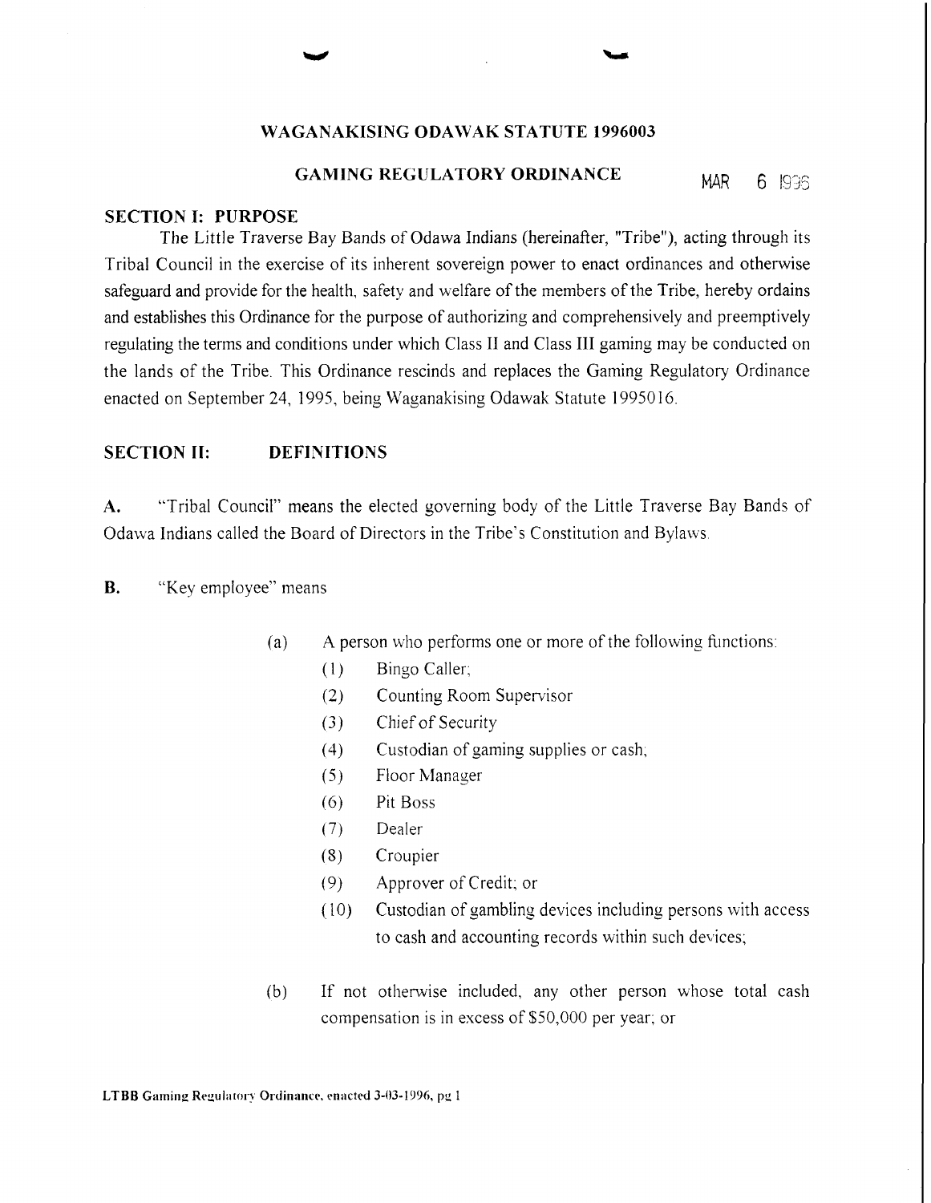# WAGANAKISING ODAWAK STATUTE 1996003

## GAMING REGULATORY ORDINANCE

MAR 6 1996

## SECTION I: PURPOSE

The Little Traverse Bay Bands of Odawa Indians (hereinafter, "Tribe"), acting through its Tribal Council in the exercise of its inherent sovereign power to enact ordinances and otherwise safeguard and provide for the health, safety and welfare of the members of the Tribe, hereby ordains and establishes this Ordinance for the purpose of authorizing and comprehensively and preemptively regulating the terms and conditions under which Class II and Class III gaming may be conducted on the lands of the Tribe. This Ordinance rescinds and replaces the Gaming Regulatory Ordinance enacted on September 24, 1995, being Waganakising Odawak Statute 1995016.

## SECTION II: DEFINITIONS

**A.** "Tribal Council" means the elected governing body of the Little Traverse Bay Bands of Odawa Indians called the Board of Directors in the Tribe's Constitution and Bylaws.

**B.** "Key employee" means

(a) A person who performs one or more of the following functions:

(1) Bingo Caller;

(2) Counting Room Supervisor

(3) Chief of Security

(4) Custodian of gaming supplies or cash;

(5) Floor Manager

(6) Pit Boss

(7) Dealer

(8) Croupier

(9) Approver of Credit; or

(10) Custodian of gambling devices including persons with access to cash and accounting records within such devices;

(b) If not otherwise included, any other person whose total cash compensation is in excess of $50,000 per year; or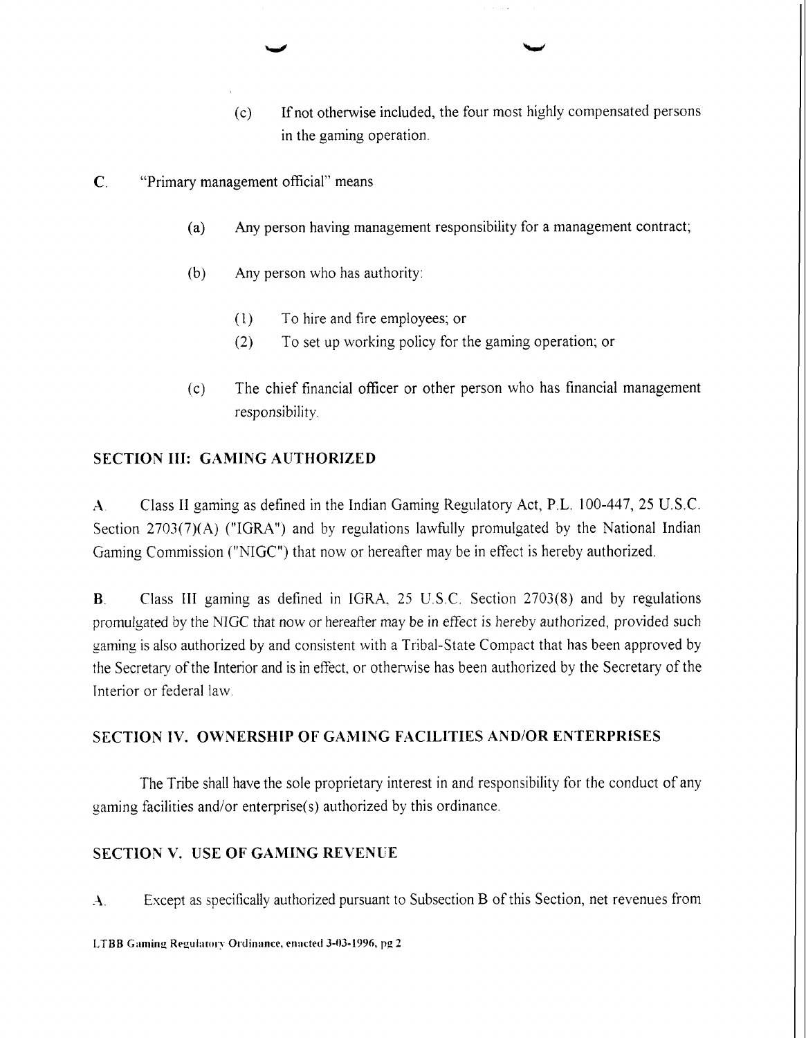(c) If not otherwise included, the four most highly compensated persons in the gaming operation.

C. "Primary management official" means

(a) Any person having management responsibility for a management contract;

(b) Any person who has authority:

(1) To hire and fire employees; or
(2) To set up working policy for the gaming operation; or

(c) The chief financial officer or other person who has financial management responsibility.

## SECTION III: GAMING AUTHORIZED

A. Class II gaming as defined in the Indian Gaming Regulatory Act, P.L. 100-447, 25 U.S.C. Section 2703(7)(A) ("IGRA") and by regulations lawfully promulgated by the National Indian Gaming Commission ("NIGC") that now or hereafter may be in effect is hereby authorized.

B. Class III gaming as defined in IGRA, 25 U.S.C. Section 2703(8) and by regulations promulgated by the NIGC that now or hereafter may be in effect is hereby authorized, provided such gaming is also authorized by and consistent with a Tribal-State Compact that has been approved by the Secretary of the Interior and is in effect, or otherwise has been authorized by the Secretary of the Interior or federal law.

## SECTION IV. OWNERSHIP OF GAMING FACILITIES AND/OR ENTERPRISES

The Tribe shall have the sole proprietary interest in and responsibility for the conduct of any gaming facilities and/or enterprise(s) authorized by this ordinance.

## SECTION V. USE OF GAMING REVENUE

A. Except as specifically authorized pursuant to Subsection B of this Section, net revenues from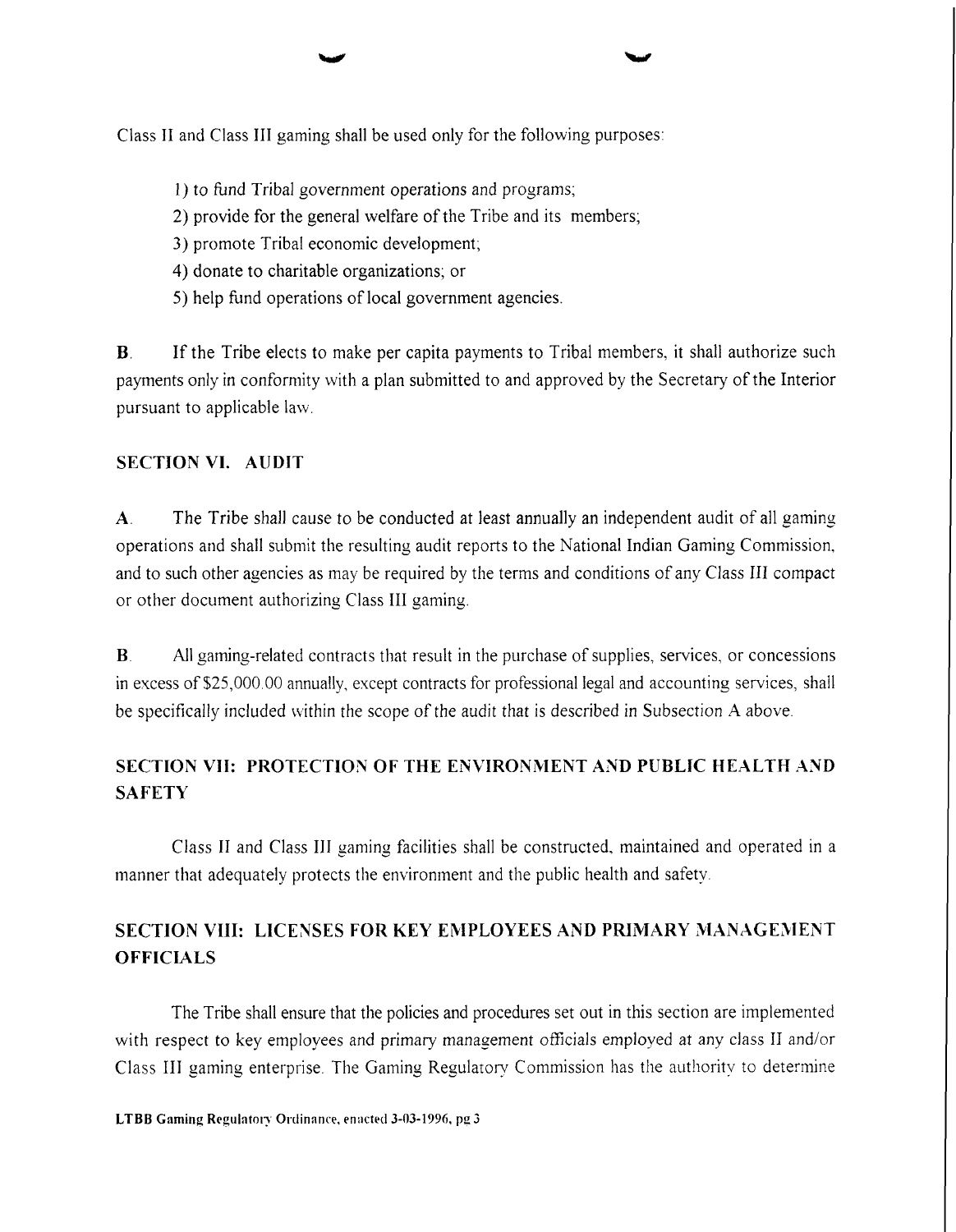Class II and Class III gaming shall be used only for the following purposes:

1) to fund Tribal government operations and programs;
2) provide for the general welfare of the Tribe and its members;
3) promote Tribal economic development;
4) donate to charitable organizations; or
5) help fund operations of local government agencies.

**B**. If the Tribe elects to make per capita payments to Tribal members, it shall authorize such payments only in conformity with a plan submitted to and approved by the Secretary of the Interior pursuant to applicable law.

## SECTION VI. AUDIT

**A**. The Tribe shall cause to be conducted at least annually an independent audit of all gaming operations and shall submit the resulting audit reports to the National Indian Gaming Commission, and to such other agencies as may be required by the terms and conditions of any Class III compact or other document authorizing Class III gaming.

**B**. All gaming-related contracts that result in the purchase of supplies, services, or concessions in excess of $25,000.00 annually, except contracts for professional legal and accounting services, shall be specifically included within the scope of the audit that is described in Subsection A above.

## SECTION VII: PROTECTION OF THE ENVIRONMENT AND PUBLIC HEALTH AND SAFETY

Class II and Class III gaming facilities shall be constructed, maintained and operated in a manner that adequately protects the environment and the public health and safety.

## SECTION VIII: LICENSES FOR KEY EMPLOYEES AND PRIMARY MANAGEMENT OFFICIALS

The Tribe shall ensure that the policies and procedures set out in this section are implemented with respect to key employees and primary management officials employed at any class II and/or Class III gaming enterprise. The Gaming Regulatory Commission has the authority to determine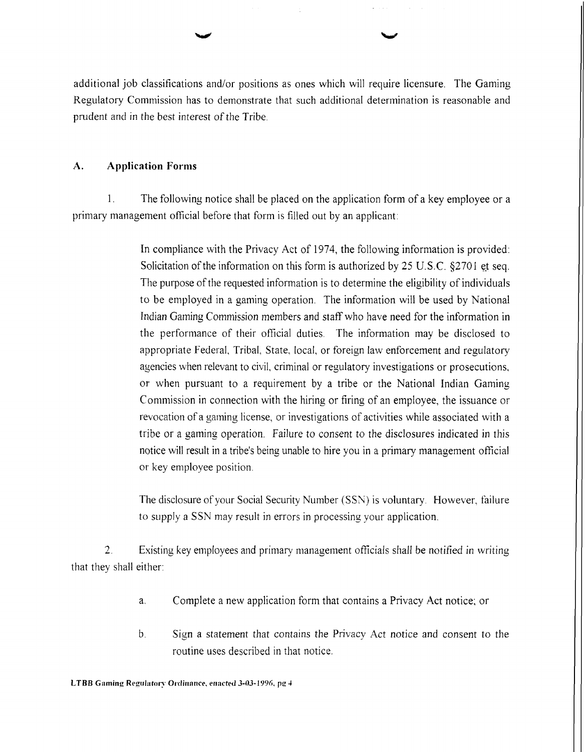additional job classifications and/or positions as ones which will require licensure. The Gaming Regulatory Commission has to demonstrate that such additional determination is reasonable and prudent and in the best interest of the Tribe.

## A. Application Forms

1. The following notice shall be placed on the application form of a key employee or a primary management official before that form is filled out by an applicant:

> In compliance with the Privacy Act of 1974, the following information is provided: Solicitation of the information on this form is authorized by 25 U.S.C. §2701 et seq. The purpose of the requested information is to determine the eligibility of individuals to be employed in a gaming operation. The information will be used by National Indian Gaming Commission members and staff who have need for the information in the performance of their official duties. The information may be disclosed to appropriate Federal, Tribal, State, local, or foreign law enforcement and regulatory agencies when relevant to civil, criminal or regulatory investigations or prosecutions, or when pursuant to a requirement by a tribe or the National Indian Gaming Commission in connection with the hiring or firing of an employee, the issuance or revocation of a gaming license, or investigations of activities while associated with a tribe or a gaming operation. Failure to consent to the disclosures indicated in this notice will result in a tribe's being unable to hire you in a primary management official or key employee position.
>
> The disclosure of your Social Security Number (SSN) is voluntary. However, failure to supply a SSN may result in errors in processing your application.

2. Existing key employees and primary management officials shall be notified in writing that they shall either:

   a. Complete a new application form that contains a Privacy Act notice; or

   b. Sign a statement that contains the Privacy Act notice and consent to the routine uses described in that notice.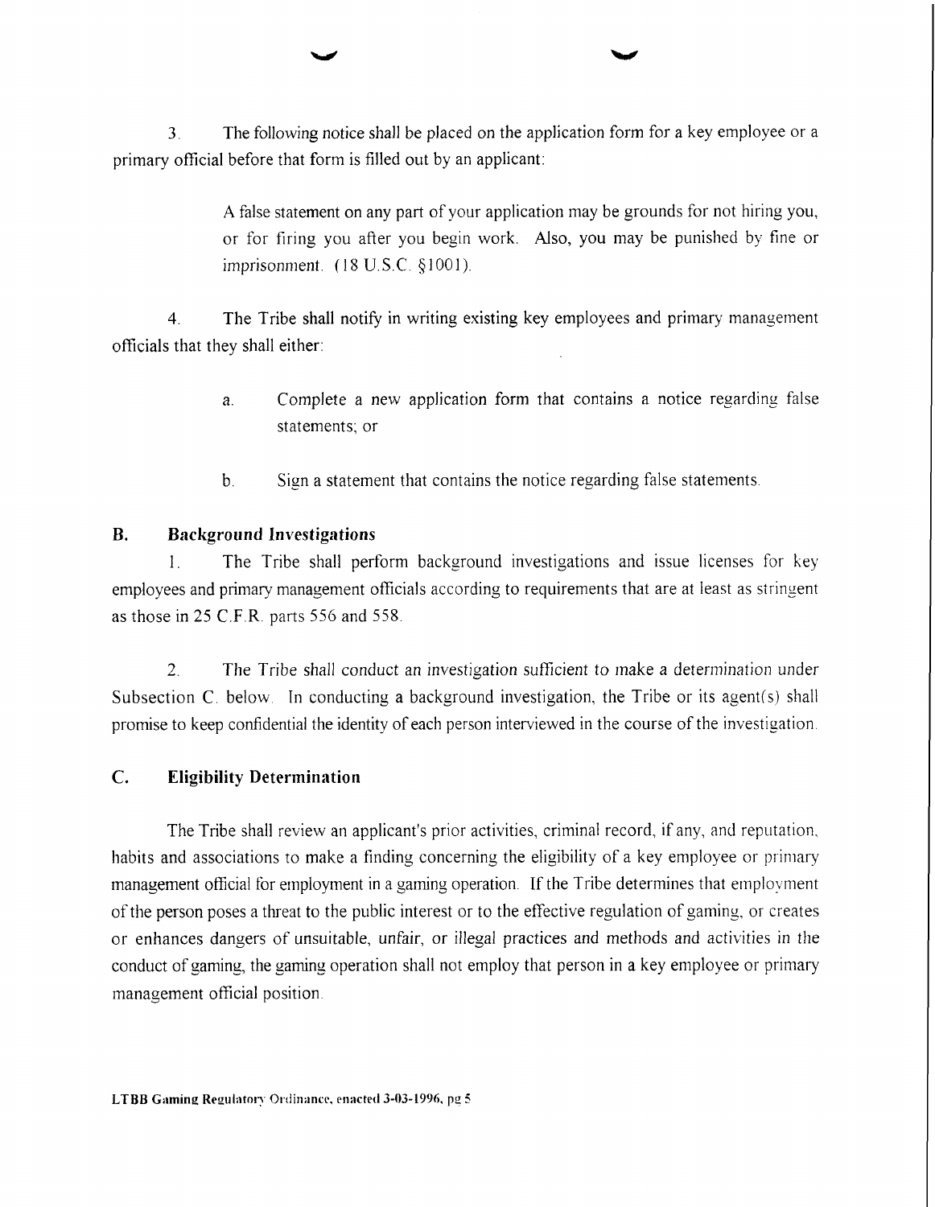3. The following notice shall be placed on the application form for a key employee or a primary official before that form is filled out by an applicant:

> A false statement on any part of your application may be grounds for not hiring you, or for firing you after you begin work. Also, you may be punished by fine or imprisonment. (18 U.S.C. §1001).

4. The Tribe shall notify in writing existing key employees and primary management officials that they shall either:

   a. Complete a new application form that contains a notice regarding false statements; or

   b. Sign a statement that contains the notice regarding false statements.

## B. Background Investigations

1. The Tribe shall perform background investigations and issue licenses for key employees and primary management officials according to requirements that are at least as stringent as those in 25 C.F.R. parts 556 and 558.

2. The Tribe shall conduct an investigation sufficient to make a determination under Subsection C. below. In conducting a background investigation, the Tribe or its agent(s) shall promise to keep confidential the identity of each person interviewed in the course of the investigation.

## C. Eligibility Determination

The Tribe shall review an applicant's prior activities, criminal record, if any, and reputation, habits and associations to make a finding concerning the eligibility of a key employee or primary management official for employment in a gaming operation. If the Tribe determines that employment of the person poses a threat to the public interest or to the effective regulation of gaming, or creates or enhances dangers of unsuitable, unfair, or illegal practices and methods and activities in the conduct of gaming, the gaming operation shall not employ that person in a key employee or primary management official position.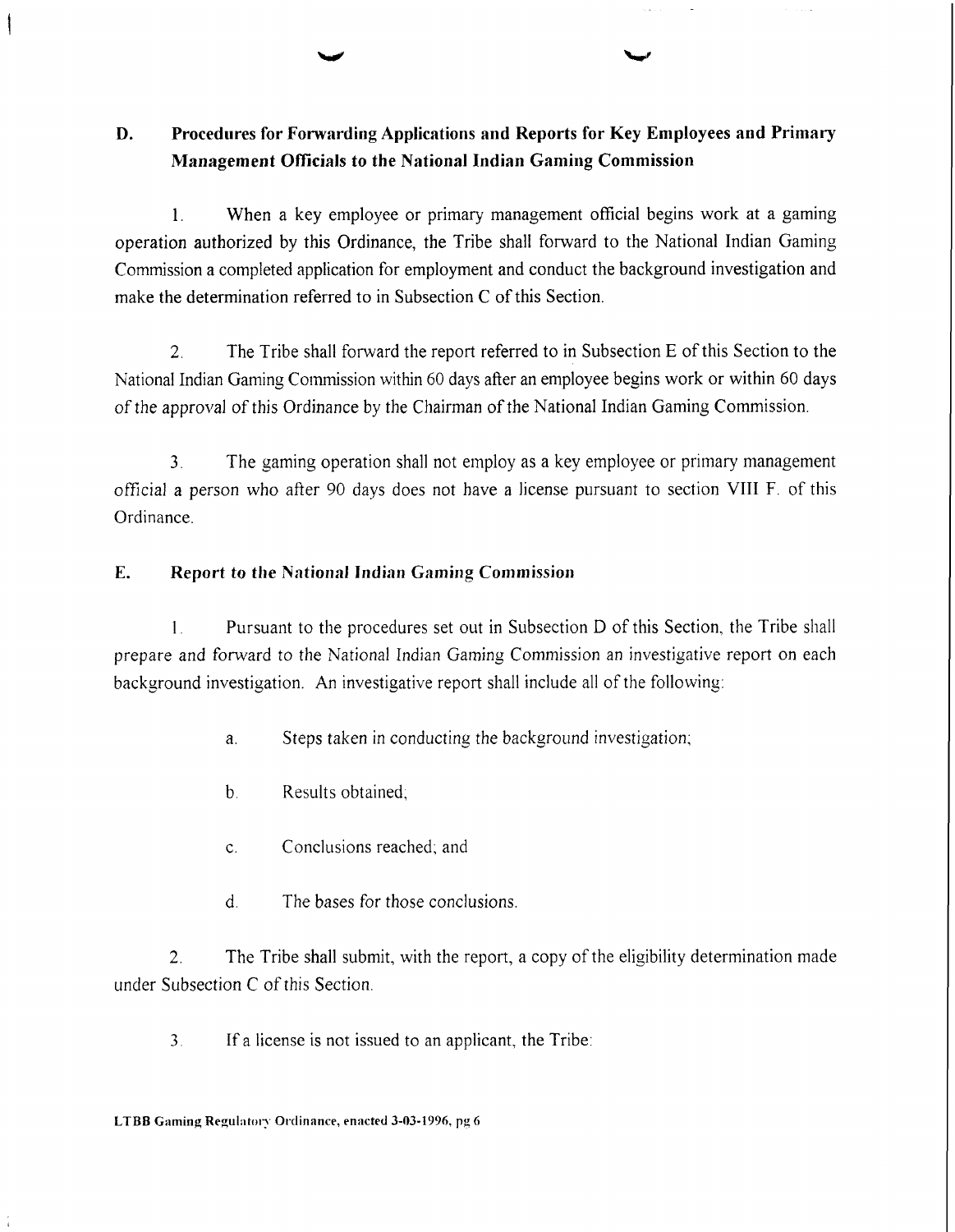## D. Procedures for Forwarding Applications and Reports for Key Employees and Primary Management Officials to the National Indian Gaming Commission

1. When a key employee or primary management official begins work at a gaming operation authorized by this Ordinance, the Tribe shall forward to the National Indian Gaming Commission a completed application for employment and conduct the background investigation and make the determination referred to in Subsection C of this Section.

2. The Tribe shall forward the report referred to in Subsection E of this Section to the National Indian Gaming Commission within 60 days after an employee begins work or within 60 days of the approval of this Ordinance by the Chairman of the National Indian Gaming Commission.

3. The gaming operation shall not employ as a key employee or primary management official a person who after 90 days does not have a license pursuant to section VIII F. of this Ordinance.

## E. Report to the National Indian Gaming Commission

1. Pursuant to the procedures set out in Subsection D of this Section, the Tribe shall prepare and forward to the National Indian Gaming Commission an investigative report on each background investigation. An investigative report shall include all of the following:

   a. Steps taken in conducting the background investigation;

   b. Results obtained;

   c. Conclusions reached; and

   d. The bases for those conclusions.

2. The Tribe shall submit, with the report, a copy of the eligibility determination made under Subsection C of this Section.

3. If a license is not issued to an applicant, the Tribe: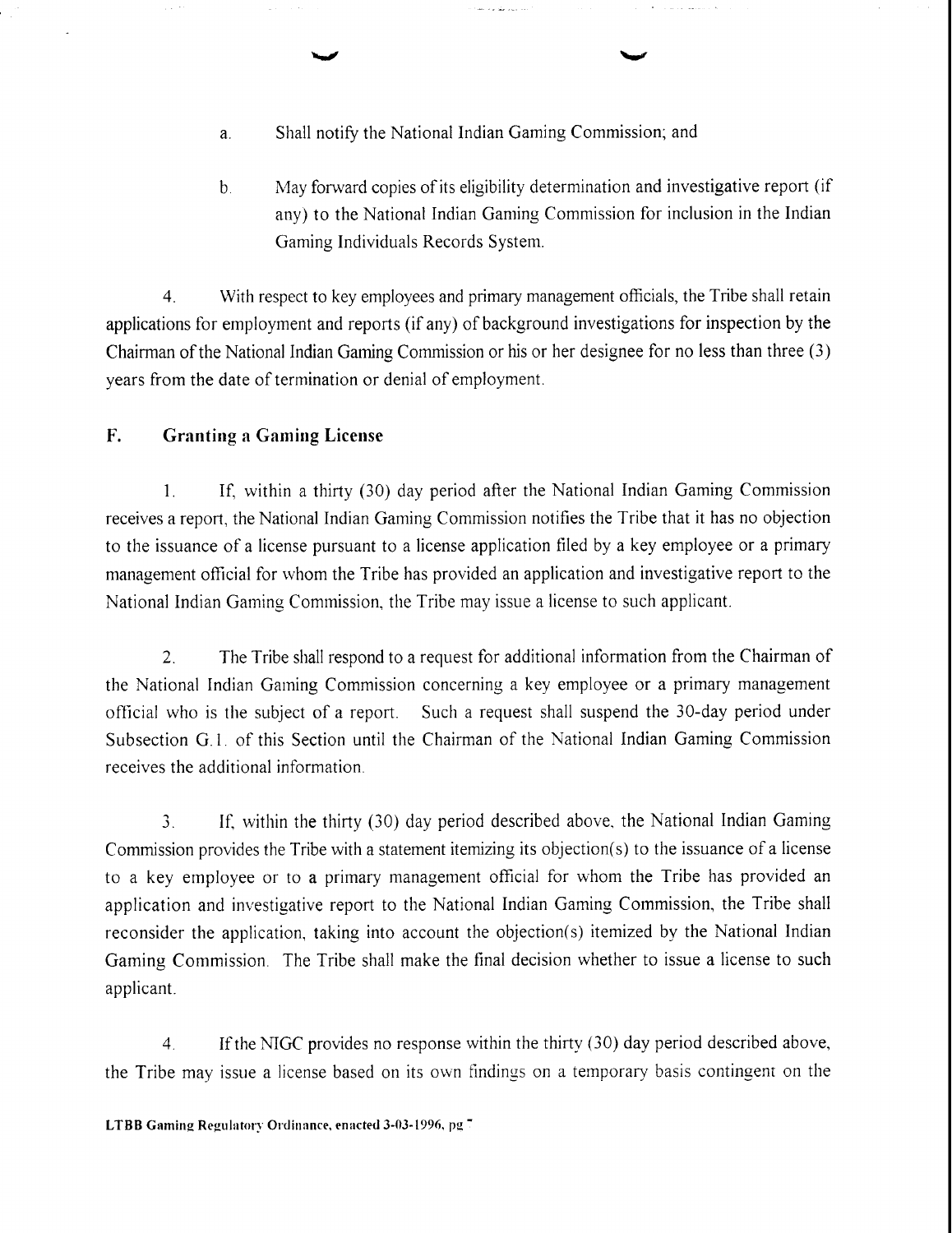a. Shall notify the National Indian Gaming Commission; and

b. May forward copies of its eligibility determination and investigative report (if any) to the National Indian Gaming Commission for inclusion in the Indian Gaming Individuals Records System.

4. With respect to key employees and primary management officials, the Tribe shall retain applications for employment and reports (if any) of background investigations for inspection by the Chairman of the National Indian Gaming Commission or his or her designee for no less than three (3) years from the date of termination or denial of employment.

## F. Granting a Gaming License

1. If, within a thirty (30) day period after the National Indian Gaming Commission receives a report, the National Indian Gaming Commission notifies the Tribe that it has no objection to the issuance of a license pursuant to a license application filed by a key employee or a primary management official for whom the Tribe has provided an application and investigative report to the National Indian Gaming Commission, the Tribe may issue a license to such applicant.

2. The Tribe shall respond to a request for additional information from the Chairman of the National Indian Gaming Commission concerning a key employee or a primary management official who is the subject of a report. Such a request shall suspend the 30-day period under Subsection G.1. of this Section until the Chairman of the National Indian Gaming Commission receives the additional information.

3. If, within the thirty (30) day period described above, the National Indian Gaming Commission provides the Tribe with a statement itemizing its objection(s) to the issuance of a license to a key employee or to a primary management official for whom the Tribe has provided an application and investigative report to the National Indian Gaming Commission, the Tribe shall reconsider the application, taking into account the objection(s) itemized by the National Indian Gaming Commission. The Tribe shall make the final decision whether to issue a license to such applicant.

4. If the NIGC provides no response within the thirty (30) day period described above, the Tribe may issue a license based on its own findings on a temporary basis contingent on the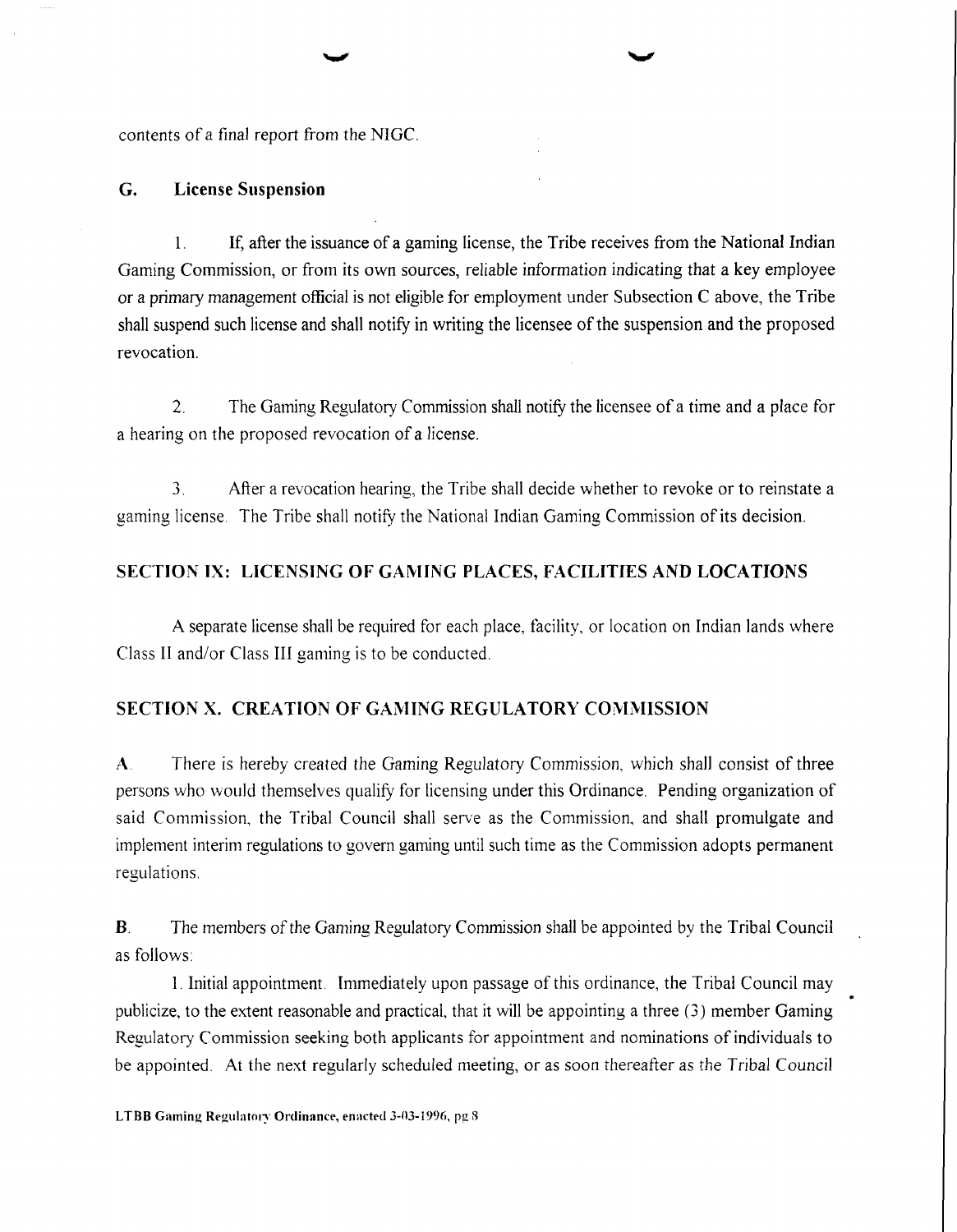contents of a final report from the NIGC.

### G. License Suspension

1. If, after the issuance of a gaming license, the Tribe receives from the National Indian Gaming Commission, or from its own sources, reliable information indicating that a key employee or a primary management official is not eligible for employment under Subsection C above, the Tribe shall suspend such license and shall notify in writing the licensee of the suspension and the proposed revocation.

2. The Gaming Regulatory Commission shall notify the licensee of a time and a place for a hearing on the proposed revocation of a license.

3. After a revocation hearing, the Tribe shall decide whether to revoke or to reinstate a gaming license. The Tribe shall notify the National Indian Gaming Commission of its decision.

## SECTION IX: LICENSING OF GAMING PLACES, FACILITIES AND LOCATIONS

A separate license shall be required for each place, facility, or location on Indian lands where Class II and/or Class III gaming is to be conducted.

## SECTION X. CREATION OF GAMING REGULATORY COMMISSION

**A.** There is hereby created the Gaming Regulatory Commission, which shall consist of three persons who would themselves qualify for licensing under this Ordinance. Pending organization of said Commission, the Tribal Council shall serve as the Commission, and shall promulgate and implement interim regulations to govern gaming until such time as the Commission adopts permanent regulations.

**B.** The members of the Gaming Regulatory Commission shall be appointed by the Tribal Council as follows:

1. Initial appointment. Immediately upon passage of this ordinance, the Tribal Council may publicize, to the extent reasonable and practical, that it will be appointing a three (3) member Gaming Regulatory Commission seeking both applicants for appointment and nominations of individuals to be appointed. At the next regularly scheduled meeting, or as soon thereafter as the Tribal Council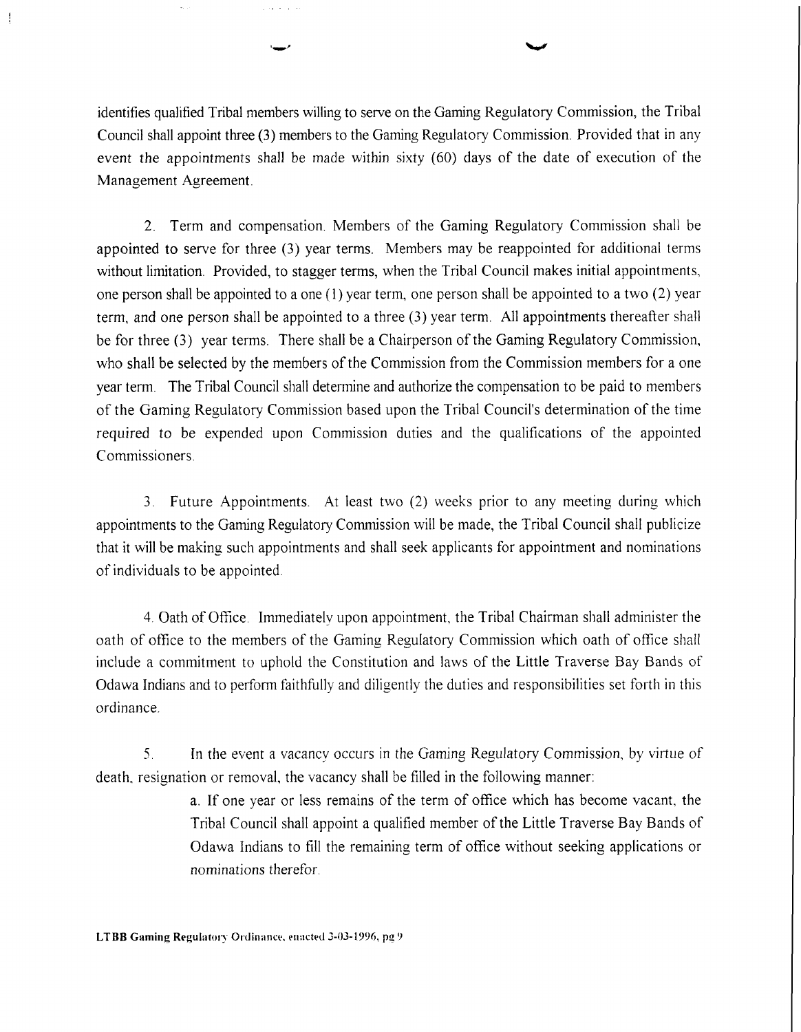identifies qualified Tribal members willing to serve on the Gaming Regulatory Commission, the Tribal Council shall appoint three (3) members to the Gaming Regulatory Commission. Provided that in any event the appointments shall be made within sixty (60) days of the date of execution of the Management Agreement.

2. Term and compensation. Members of the Gaming Regulatory Commission shall be appointed to serve for three (3) year terms. Members may be reappointed for additional terms without limitation. Provided, to stagger terms, when the Tribal Council makes initial appointments, one person shall be appointed to a one (1) year term, one person shall be appointed to a two (2) year term, and one person shall be appointed to a three (3) year term. All appointments thereafter shall be for three (3) year terms. There shall be a Chairperson of the Gaming Regulatory Commission, who shall be selected by the members of the Commission from the Commission members for a one year term. The Tribal Council shall determine and authorize the compensation to be paid to members of the Gaming Regulatory Commission based upon the Tribal Council's determination of the time required to be expended upon Commission duties and the qualifications of the appointed Commissioners.

3. Future Appointments. At least two (2) weeks prior to any meeting during which appointments to the Gaming Regulatory Commission will be made, the Tribal Council shall publicize that it will be making such appointments and shall seek applicants for appointment and nominations of individuals to be appointed.

4. Oath of Office. Immediately upon appointment, the Tribal Chairman shall administer the oath of office to the members of the Gaming Regulatory Commission which oath of office shall include a commitment to uphold the Constitution and laws of the Little Traverse Bay Bands of Odawa Indians and to perform faithfully and diligently the duties and responsibilities set forth in this ordinance.

5. In the event a vacancy occurs in the Gaming Regulatory Commission, by virtue of death, resignation or removal, the vacancy shall be filled in the following manner:

a. If one year or less remains of the term of office which has become vacant, the Tribal Council shall appoint a qualified member of the Little Traverse Bay Bands of Odawa Indians to fill the remaining term of office without seeking applications or nominations therefor.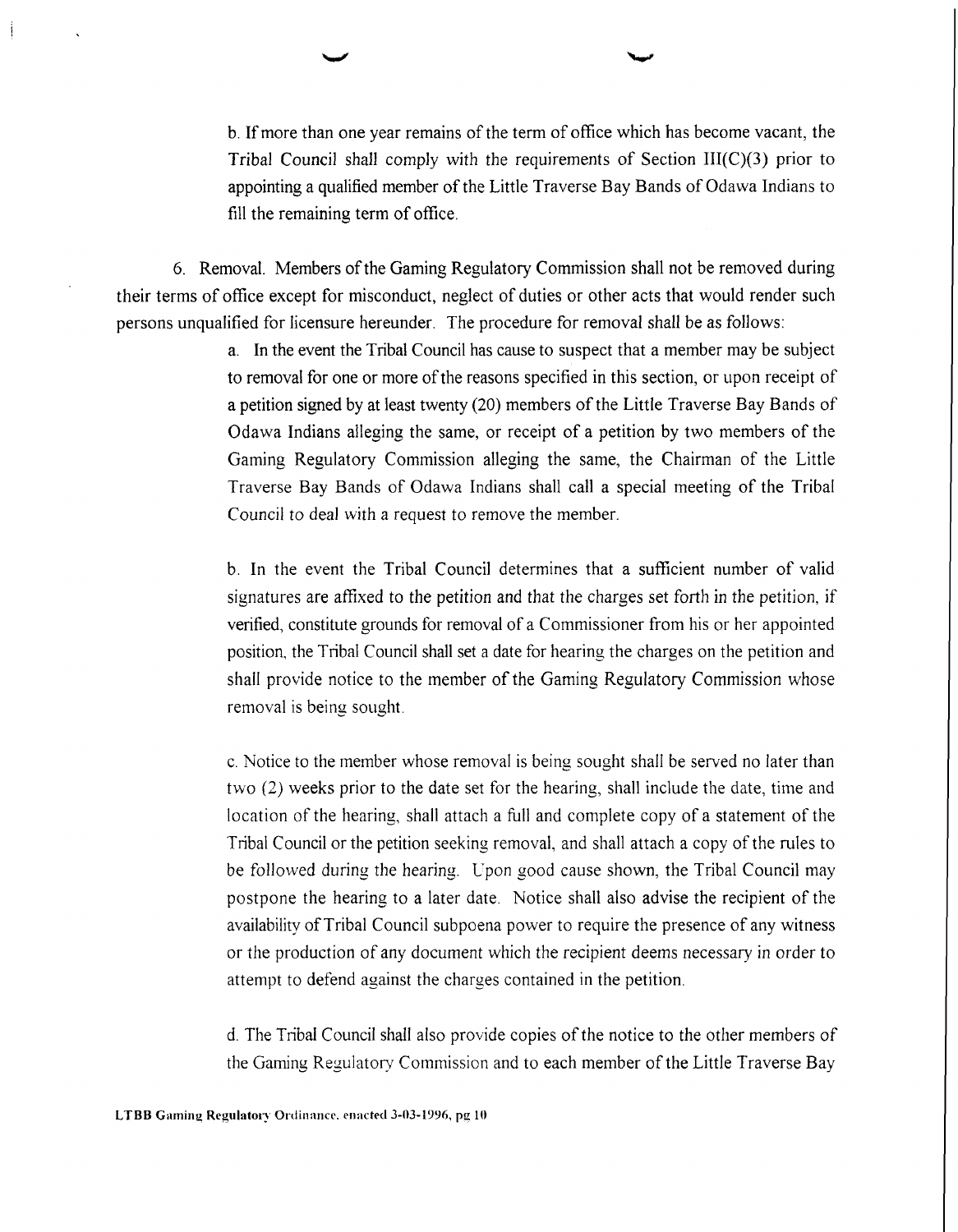b. If more than one year remains of the term of office which has become vacant, the Tribal Council shall comply with the requirements of Section III(C)(3) prior to appointing a qualified member of the Little Traverse Bay Bands of Odawa Indians to fill the remaining term of office.

6. Removal. Members of the Gaming Regulatory Commission shall not be removed during their terms of office except for misconduct, neglect of duties or other acts that would render such persons unqualified for licensure hereunder. The procedure for removal shall be as follows:

a. In the event the Tribal Council has cause to suspect that a member may be subject to removal for one or more of the reasons specified in this section, or upon receipt of a petition signed by at least twenty (20) members of the Little Traverse Bay Bands of Odawa Indians alleging the same, or receipt of a petition by two members of the Gaming Regulatory Commission alleging the same, the Chairman of the Little Traverse Bay Bands of Odawa Indians shall call a special meeting of the Tribal Council to deal with a request to remove the member.

b. In the event the Tribal Council determines that a sufficient number of valid signatures are affixed to the petition and that the charges set forth in the petition, if verified, constitute grounds for removal of a Commissioner from his or her appointed position, the Tribal Council shall set a date for hearing the charges on the petition and shall provide notice to the member of the Gaming Regulatory Commission whose removal is being sought.

c. Notice to the member whose removal is being sought shall be served no later than two (2) weeks prior to the date set for the hearing, shall include the date, time and location of the hearing, shall attach a full and complete copy of a statement of the Tribal Council or the petition seeking removal, and shall attach a copy of the rules to be followed during the hearing. Upon good cause shown, the Tribal Council may postpone the hearing to a later date. Notice shall also advise the recipient of the availability of Tribal Council subpoena power to require the presence of any witness or the production of any document which the recipient deems necessary in order to attempt to defend against the charges contained in the petition.

d. The Tribal Council shall also provide copies of the notice to the other members of the Gaming Regulatory Commission and to each member of the Little Traverse Bay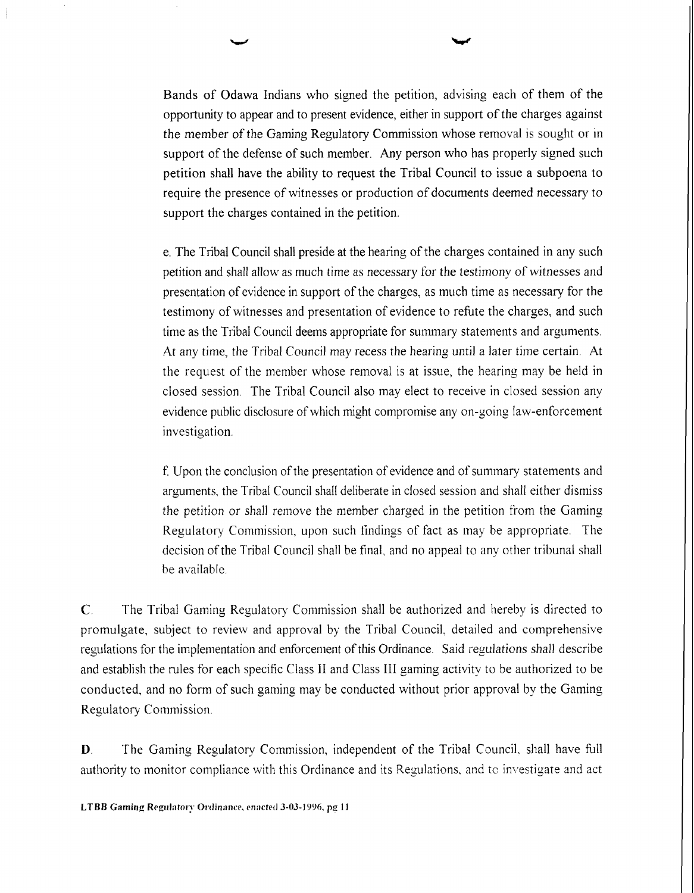Bands of Odawa Indians who signed the petition, advising each of them of the opportunity to appear and to present evidence, either in support of the charges against the member of the Gaming Regulatory Commission whose removal is sought or in support of the defense of such member. Any person who has properly signed such petition shall have the ability to request the Tribal Council to issue a subpoena to require the presence of witnesses or production of documents deemed necessary to support the charges contained in the petition.

e. The Tribal Council shall preside at the hearing of the charges contained in any such petition and shall allow as much time as necessary for the testimony of witnesses and presentation of evidence in support of the charges, as much time as necessary for the testimony of witnesses and presentation of evidence to refute the charges, and such time as the Tribal Council deems appropriate for summary statements and arguments. At any time, the Tribal Council may recess the hearing until a later time certain. At the request of the member whose removal is at issue, the hearing may be held in closed session. The Tribal Council also may elect to receive in closed session any evidence public disclosure of which might compromise any on-going law-enforcement investigation.

f. Upon the conclusion of the presentation of evidence and of summary statements and arguments, the Tribal Council shall deliberate in closed session and shall either dismiss the petition or shall remove the member charged in the petition from the Gaming Regulatory Commission, upon such findings of fact as may be appropriate. The decision of the Tribal Council shall be final, and no appeal to any other tribunal shall be available.

**C**. The Tribal Gaming Regulatory Commission shall be authorized and hereby is directed to promulgate, subject to review and approval by the Tribal Council, detailed and comprehensive regulations for the implementation and enforcement of this Ordinance. Said regulations shall describe and establish the rules for each specific Class II and Class III gaming activity to be authorized to be conducted, and no form of such gaming may be conducted without prior approval by the Gaming Regulatory Commission.

**D**. The Gaming Regulatory Commission, independent of the Tribal Council, shall have full authority to monitor compliance with this Ordinance and its Regulations, and to investigate and act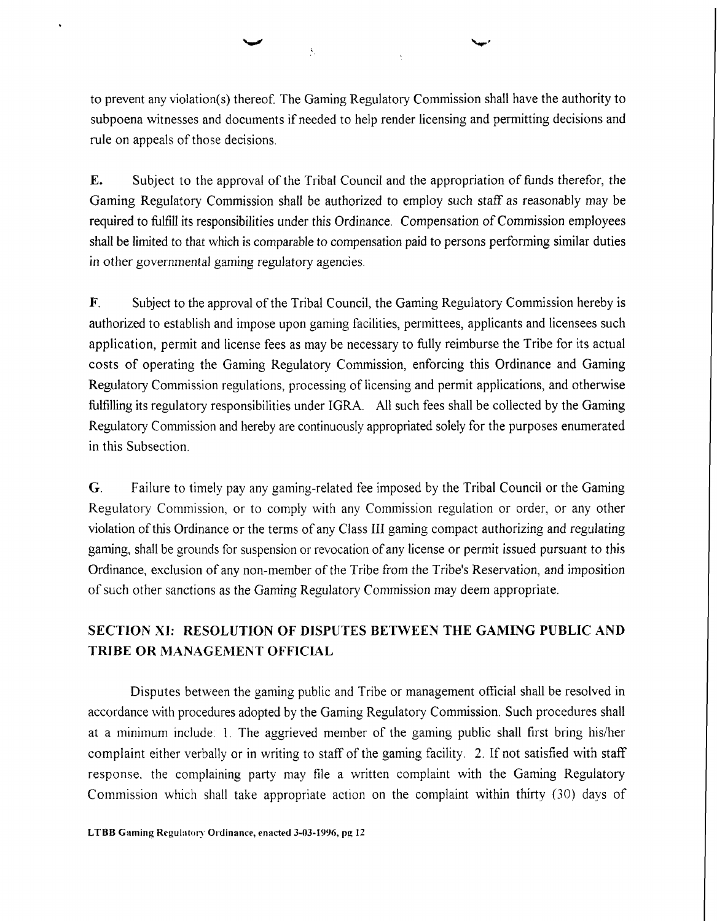to prevent any violation(s) thereof. The Gaming Regulatory Commission shall have the authority to subpoena witnesses and documents if needed to help render licensing and permitting decisions and rule on appeals of those decisions.

**E.** Subject to the approval of the Tribal Council and the appropriation of funds therefor, the Gaming Regulatory Commission shall be authorized to employ such staff as reasonably may be required to fulfill its responsibilities under this Ordinance. Compensation of Commission employees shall be limited to that which is comparable to compensation paid to persons performing similar duties in other governmental gaming regulatory agencies.

**F.** Subject to the approval of the Tribal Council, the Gaming Regulatory Commission hereby is authorized to establish and impose upon gaming facilities, permittees, applicants and licensees such application, permit and license fees as may be necessary to fully reimburse the Tribe for its actual costs of operating the Gaming Regulatory Commission, enforcing this Ordinance and Gaming Regulatory Commission regulations, processing of licensing and permit applications, and otherwise fulfilling its regulatory responsibilities under IGRA. All such fees shall be collected by the Gaming Regulatory Commission and hereby are continuously appropriated solely for the purposes enumerated in this Subsection.

**G.** Failure to timely pay any gaming-related fee imposed by the Tribal Council or the Gaming Regulatory Commission, or to comply with any Commission regulation or order, or any other violation of this Ordinance or the terms of any Class III gaming compact authorizing and regulating gaming, shall be grounds for suspension or revocation of any license or permit issued pursuant to this Ordinance, exclusion of any non-member of the Tribe from the Tribe's Reservation, and imposition of such other sanctions as the Gaming Regulatory Commission may deem appropriate.

## SECTION XI: RESOLUTION OF DISPUTES BETWEEN THE GAMING PUBLIC AND TRIBE OR MANAGEMENT OFFICIAL

Disputes between the gaming public and Tribe or management official shall be resolved in accordance with procedures adopted by the Gaming Regulatory Commission. Such procedures shall at a minimum include: 1. The aggrieved member of the gaming public shall first bring his/her complaint either verbally or in writing to staff of the gaming facility. 2. If not satisfied with staff response, the complaining party may file a written complaint with the Gaming Regulatory Commission which shall take appropriate action on the complaint within thirty (30) days of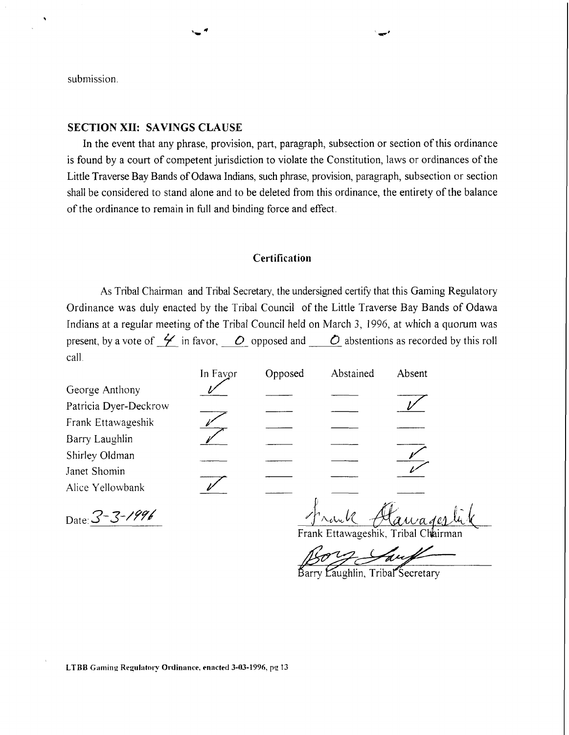submission.

## SECTION XII: SAVINGS CLAUSE

In the event that any phrase, provision, part, paragraph, subsection or section of this ordinance is found by a court of competent jurisdiction to violate the Constitution, laws or ordinances of the Little Traverse Bay Bands of Odawa Indians, such phrase, provision, paragraph, subsection or section shall be considered to stand alone and to be deleted from this ordinance, the entirety of the balance of the ordinance to remain in full and binding force and effect.

### Certification

As Tribal Chairman and Tribal Secretary, the undersigned certify that this Gaming Regulatory Ordinance was duly enacted by the Tribal Council of the Little Traverse Bay Bands of Odawa Indians at a regular meeting of the Tribal Council held on March 3, 1996, at which a quorum was present, by a vote of 4 in favor, 0 opposed and 0 abstentions as recorded by this roll call.

| | In Favor | Opposed | Abstained | Absent |
|---|---|---|---|---|
| George Anthony | ✓ | | | |
| Patricia Dyer-Deckrow | | | | ✓ |
| Frank Ettawageshik | ✓ | | | |
| Barry Laughlin | ✓ | | | |
| Shirley Oldman | | | | ✓ |
| Janet Shomin | | | | ✓ |
| Alice Yellowbank | ✓ | | | |

Date: 3-3-1996

Frank Ettawageshik, Tribal Chairman

Barry Laughlin, Tribal Secretary

LTBB Gaming Regulatory Ordinance, enacted 3-03-1996, pg 13